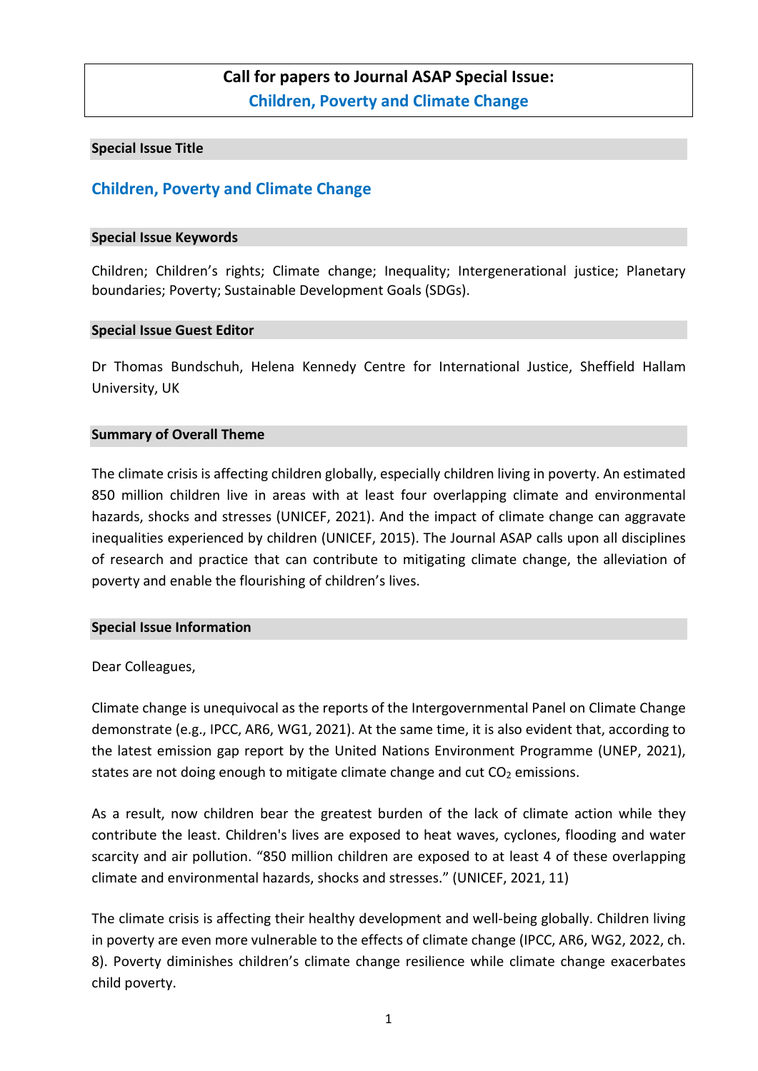# Call for papers to Journal ASAP Special Issue: Children, Poverty and Climate Change

## Special Issue Title

**Children, Poverty and Climate Change**

## Special Issue Keywords

Children; Children's rights; Climate change; Inequality; Intergenerational justice; Planetary boundaries; Poverty; Sustainable Development Goals (SDGs).

## Special Issue Guest Editor

Dr Thomas Bundschuh, Helena Kennedy Centre for International Justice, Sheffield Hallam University, UK

## Summary of Overall Theme

The climate crisis is affecting children globally, especially children living in poverty. An estimated 850 million children live in areas with at least four overlapping climate and environmental hazards, shocks and stresses (UNICEF, 2021). And the impact of climate change can aggravate inequalities experienced by children (UNICEF, 2015). The Journal ASAP calls upon all disciplines of research and practice that can contribute to mitigating climate change, the alleviation of poverty and enable the flourishing of children's lives.

## Special Issue Information

Dear Colleagues,

Climate change is unequivocal as the reports of the Intergovernmental Panel on Climate Change demonstrate (e.g., IPCC, AR6, WG1, 2021). At the same time, it is also evident that, according to the latest emission gap report by the United Nations Environment Programme (UNEP, 2021), states are not doing enough to mitigate climate change and cut $CO_2$ emissions.

As a result, now children bear the greatest burden of the lack of climate action while they contribute the least. Children's lives are exposed to heat waves, cyclones, flooding and water scarcity and air pollution. "850 million children are exposed to at least 4 of these overlapping climate and environmental hazards, shocks and stresses." (UNICEF, 2021, 11)

The climate crisis is affecting their healthy development and well-being globally. Children living in poverty are even more vulnerable to the effects of climate change (IPCC, AR6, WG2, 2022, ch. 8). Poverty diminishes children's climate change resilience while climate change exacerbates child poverty.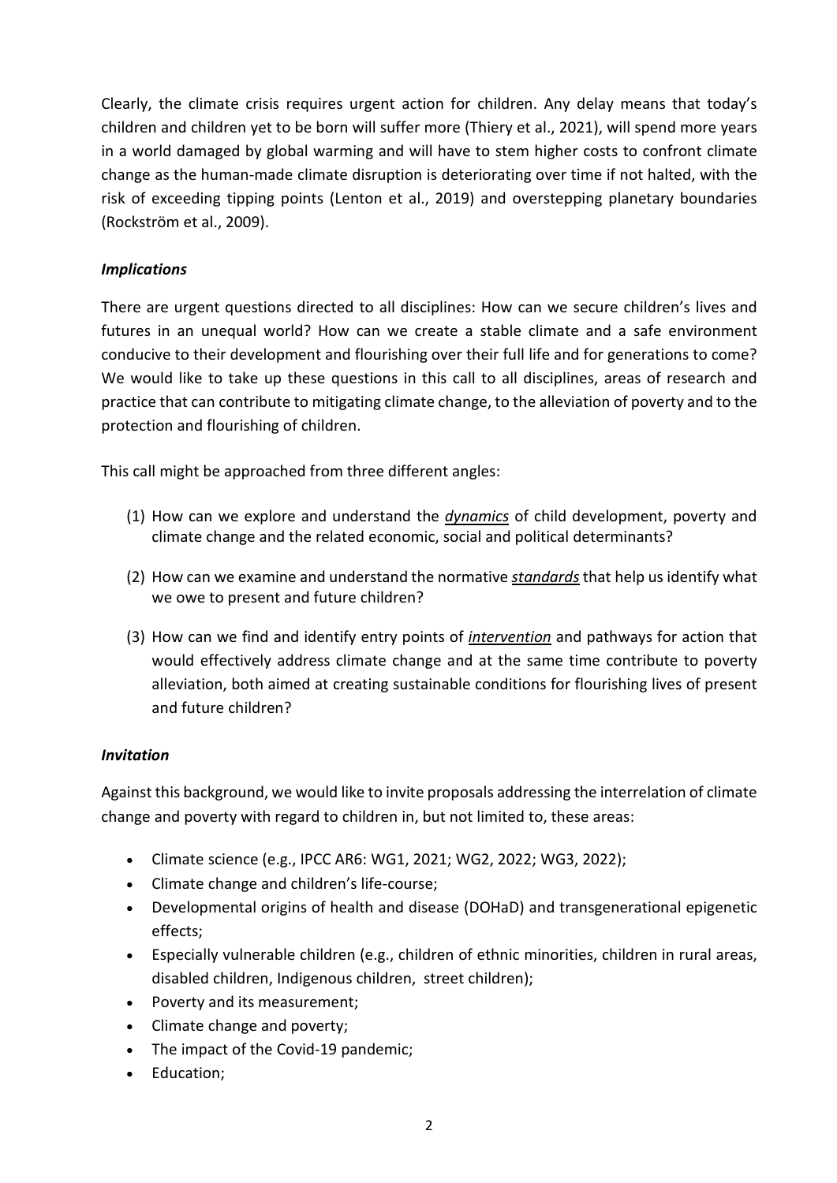Clearly, the climate crisis requires urgent action for children. Any delay means that today's children and children yet to be born will suffer more (Thiery et al., 2021), will spend more years in a world damaged by global warming and will have to stem higher costs to confront climate change as the human-made climate disruption is deteriorating over time if not halted, with the risk of exceeding tipping points (Lenton et al., 2019) and overstepping planetary boundaries (Rockström et al., 2009).

### *Implications*

There are urgent questions directed to all disciplines: How can we secure children's lives and futures in an unequal world? How can we create a stable climate and a safe environment conducive to their development and flourishing over their full life and for generations to come? We would like to take up these questions in this call to all disciplines, areas of research and practice that can contribute to mitigating climate change, to the alleviation of poverty and to the protection and flourishing of children.

This call might be approached from three different angles:

1. How can we explore and understand the ***dynamics*** of child development, poverty and climate change and the related economic, social and political determinants?
2. How can we examine and understand the normative ***standards*** that help us identify what we owe to present and future children?
3. How can we find and identify entry points of ***intervention*** and pathways for action that would effectively address climate change and at the same time contribute to poverty alleviation, both aimed at creating sustainable conditions for flourishing lives of present and future children?

### *Invitation*

Against this background, we would like to invite proposals addressing the interrelation of climate change and poverty with regard to children in, but not limited to, these areas:

- Climate science (e.g., IPCC AR6: WG1, 2021; WG2, 2022; WG3, 2022);
- Climate change and children's life-course;
- Developmental origins of health and disease (DOHaD) and transgenerational epigenetic effects;
- Especially vulnerable children (e.g., children of ethnic minorities, children in rural areas, disabled children, Indigenous children, street children);
- Poverty and its measurement;
- Climate change and poverty;
- The impact of the Covid-19 pandemic;
- Education;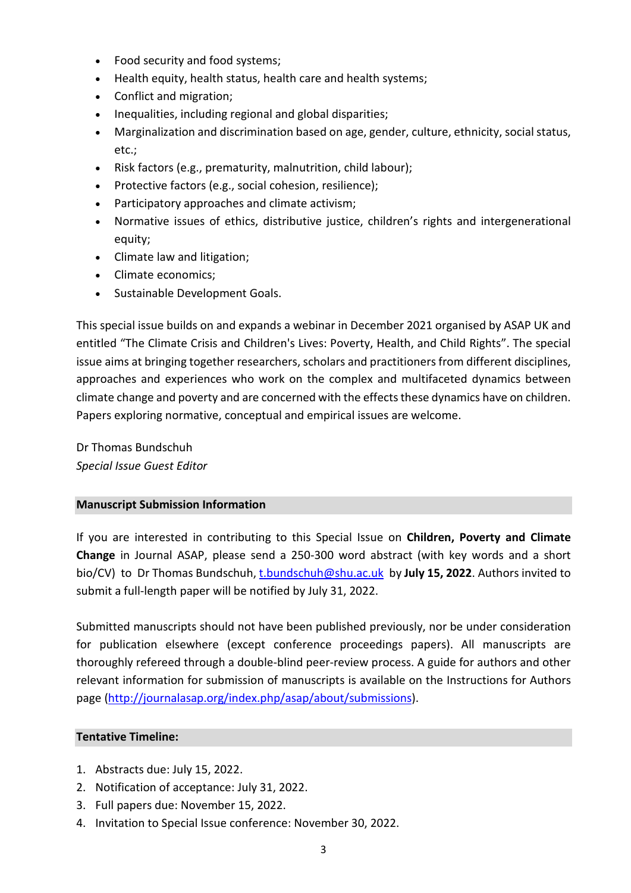- Food security and food systems;
- Health equity, health status, health care and health systems;
- Conflict and migration;
- Inequalities, including regional and global disparities;
- Marginalization and discrimination based on age, gender, culture, ethnicity, social status, etc.;
- Risk factors (e.g., prematurity, malnutrition, child labour);
- Protective factors (e.g., social cohesion, resilience);
- Participatory approaches and climate activism;
- Normative issues of ethics, distributive justice, children's rights and intergenerational equity;
- Climate law and litigation;
- Climate economics;
- Sustainable Development Goals.

This special issue builds on and expands a webinar in December 2021 organised by ASAP UK and entitled "The Climate Crisis and Children's Lives: Poverty, Health, and Child Rights". The special issue aims at bringing together researchers, scholars and practitioners from different disciplines, approaches and experiences who work on the complex and multifaceted dynamics between climate change and poverty and are concerned with the effects these dynamics have on children. Papers exploring normative, conceptual and empirical issues are welcome.

Dr Thomas Bundschuh
*Special Issue Guest Editor*

## Manuscript Submission Information

If you are interested in contributing to this Special Issue on **Children, Poverty and Climate Change** in Journal ASAP, please send a 250-300 word abstract (with key words and a short bio/CV) to Dr Thomas Bundschuh, [t.bundschuh@shu.ac.uk](mailto:t.bundschuh@shu.ac.uk) by **July 15, 2022**. Authors invited to submit a full-length paper will be notified by July 31, 2022.

Submitted manuscripts should not have been published previously, nor be under consideration for publication elsewhere (except conference proceedings papers). All manuscripts are thoroughly refereed through a double-blind peer-review process. A guide for authors and other relevant information for submission of manuscripts is available on the Instructions for Authors page (http://journalasap.org/index.php/asap/about/submissions).

## Tentative Timeline:

1. Abstracts due: July 15, 2022.
2. Notification of acceptance: July 31, 2022.
3. Full papers due: November 15, 2022.
4. Invitation to Special Issue conference: November 30, 2022.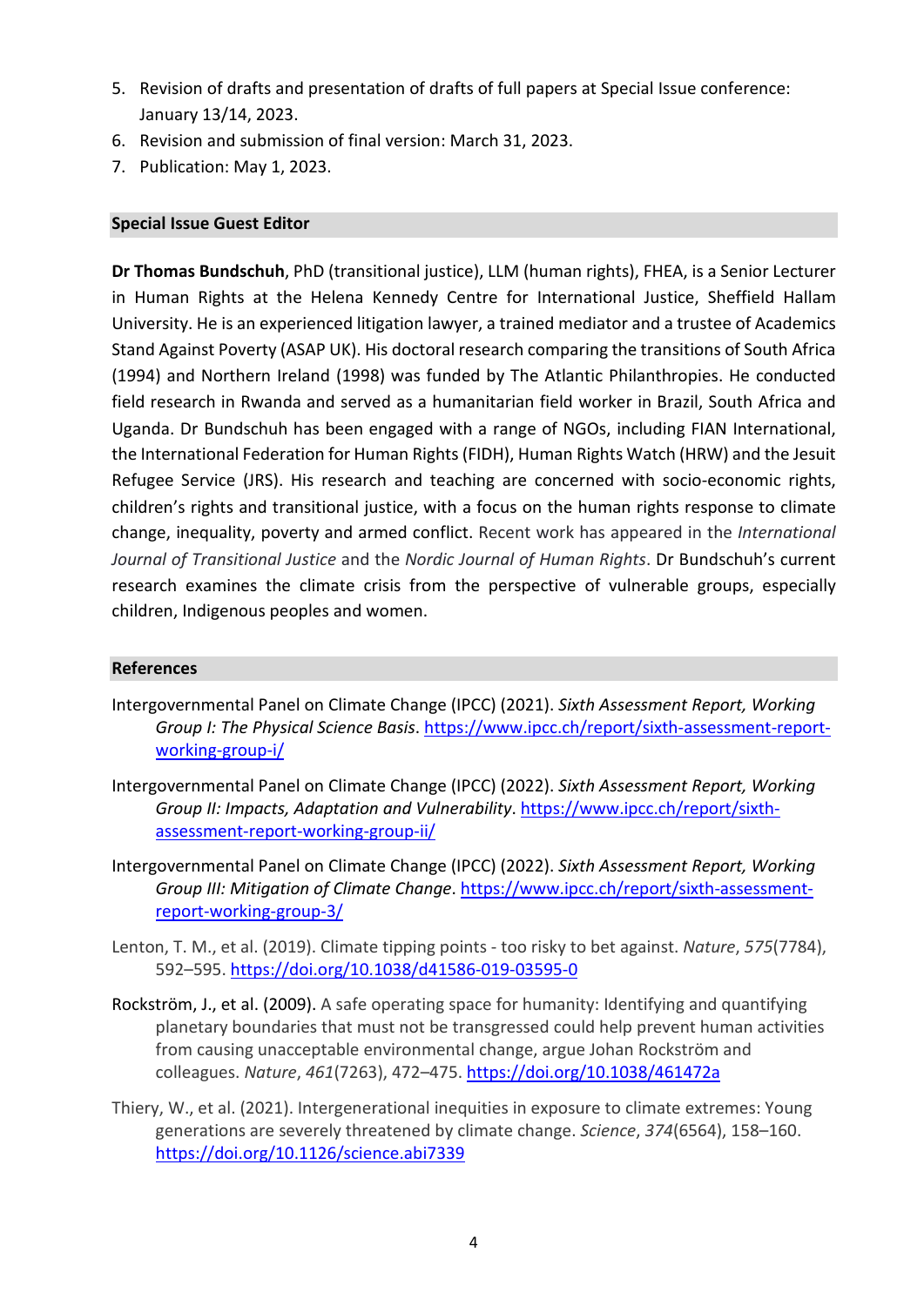5. Revision of drafts and presentation of drafts of full papers at Special Issue conference: January 13/14, 2023.
6. Revision and submission of final version: March 31, 2023.
7. Publication: May 1, 2023.

## Special Issue Guest Editor

**Dr Thomas Bundschuh**, PhD (transitional justice), LLM (human rights), FHEA, is a Senior Lecturer in Human Rights at the Helena Kennedy Centre for International Justice, Sheffield Hallam University. He is an experienced litigation lawyer, a trained mediator and a trustee of Academics Stand Against Poverty (ASAP UK). His doctoral research comparing the transitions of South Africa (1994) and Northern Ireland (1998) was funded by The Atlantic Philanthropies. He conducted field research in Rwanda and served as a humanitarian field worker in Brazil, South Africa and Uganda. Dr Bundschuh has been engaged with a range of NGOs, including FIAN International, the International Federation for Human Rights (FIDH), Human Rights Watch (HRW) and the Jesuit Refugee Service (JRS). His research and teaching are concerned with socio-economic rights, children's rights and transitional justice, with a focus on the human rights response to climate change, inequality, poverty and armed conflict. Recent work has appeared in the *International Journal of Transitional Justice* and the *Nordic Journal of Human Rights*. Dr Bundschuh's current research examines the climate crisis from the perspective of vulnerable groups, especially children, Indigenous peoples and women.

## References

Intergovernmental Panel on Climate Change (IPCC) (2021). *Sixth Assessment Report, Working Group I: The Physical Science Basis*. https://www.ipcc.ch/report/sixth-assessment-report-working-group-i/

Intergovernmental Panel on Climate Change (IPCC) (2022). *Sixth Assessment Report, Working Group II: Impacts, Adaptation and Vulnerability*. https://www.ipcc.ch/report/sixth-assessment-report-working-group-ii/

Intergovernmental Panel on Climate Change (IPCC) (2022). *Sixth Assessment Report, Working Group III: Mitigation of Climate Change*. https://www.ipcc.ch/report/sixth-assessment-report-working-group-3/

Lenton, T. M., et al. (2019). Climate tipping points - too risky to bet against. *Nature*, *575*(7784), 592–595. https://doi.org/10.1038/d41586-019-03595-0

Rockström, J., et al. (2009). A safe operating space for humanity: Identifying and quantifying planetary boundaries that must not be transgressed could help prevent human activities from causing unacceptable environmental change, argue Johan Rockström and colleagues. *Nature*, *461*(7263), 472–475. https://doi.org/10.1038/461472a

Thiery, W., et al. (2021). Intergenerational inequities in exposure to climate extremes: Young generations are severely threatened by climate change. *Science*, *374*(6564), 158–160. https://doi.org/10.1126/science.abi7339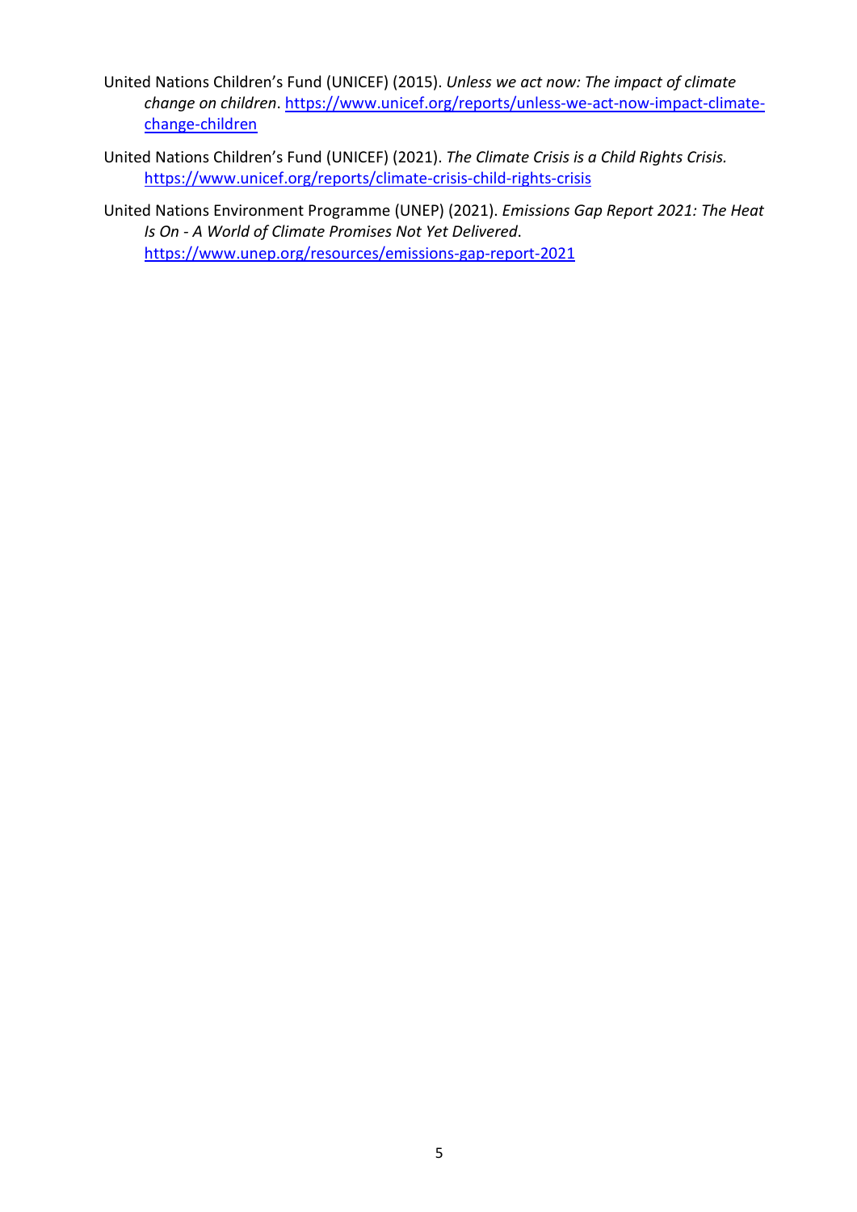United Nations Children's Fund (UNICEF) (2015). *Unless we act now: The impact of climate change on children*. https://www.unicef.org/reports/unless-we-act-now-impact-climate-change-children

United Nations Children's Fund (UNICEF) (2021). *The Climate Crisis is a Child Rights Crisis.* https://www.unicef.org/reports/climate-crisis-child-rights-crisis

United Nations Environment Programme (UNEP) (2021). *Emissions Gap Report 2021: The Heat Is On - A World of Climate Promises Not Yet Delivered*. https://www.unep.org/resources/emissions-gap-report-2021